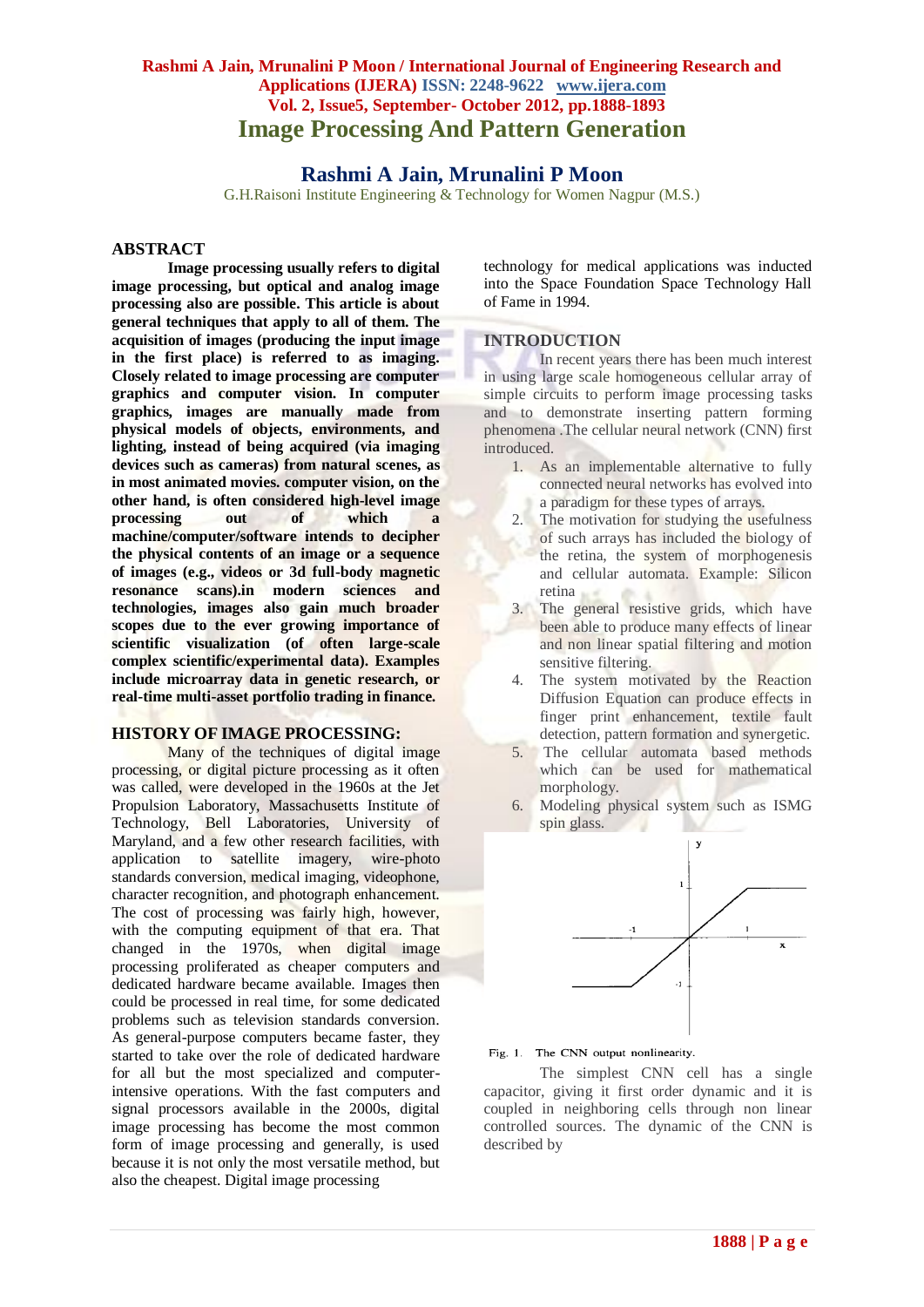# Image Processing And Pattern Generation

## Rashmi A Jain, Mrunalini P Moon

G.H.Raisoni Institute Engineering & Technology for Women Nagpur (M.S.)

## ABSTRACT

**Image processing usually refers to digital image processing, but optical and analog image processing also are possible. This article is about general techniques that apply to all of them. The acquisition of images (producing the input image in the first place) is referred to as imaging. Closely related to image processing are computer graphics and computer vision. In computer graphics, images are manually made from physical models of objects, environments, and lighting, instead of being acquired (via imaging devices such as cameras) from natural scenes, as in most animated movies. computer vision, on the other hand, is often considered high-level image processing out of which a machine/computer/software intends to decipher the physical contents of an image or a sequence of images (e.g., videos or 3d full-body magnetic resonance scans).in modern sciences and technologies, images also gain much broader scopes due to the ever growing importance of scientific visualization (of often large-scale complex scientific/experimental data). Examples include microarray data in genetic research, or real-time multi-asset portfolio trading in finance.**

## HISTORY OF IMAGE PROCESSING:

Many of the techniques of digital image processing, or digital picture processing as it often was called, were developed in the 1960s at the Jet Propulsion Laboratory, Massachusetts Institute of Technology, Bell Laboratories, University of Maryland, and a few other research facilities, with application to satellite imagery, wire-photo standards conversion, medical imaging, videophone, character recognition, and photograph enhancement. The cost of processing was fairly high, however, with the computing equipment of that era. That changed in the 1970s, when digital image processing proliferated as cheaper computers and dedicated hardware became available. Images then could be processed in real time, for some dedicated problems such as television standards conversion. As general-purpose computers became faster, they started to take over the role of dedicated hardware for all but the most specialized and computer-intensive operations. With the fast computers and signal processors available in the 2000s, digital image processing has become the most common form of image processing and generally, is used because it is not only the most versatile method, but also the cheapest. Digital image processing technology for medical applications was inducted into the Space Foundation Space Technology Hall of Fame in 1994.

## INTRODUCTION

In recent years there has been much interest in using large scale homogeneous cellular array of simple circuits to perform image processing tasks and to demonstrate inserting pattern forming phenomena .The cellular neural network (CNN) first introduced.

1. As an implementable alternative to fully connected neural networks has evolved into a paradigm for these types of arrays.
2. The motivation for studying the usefulness of such arrays has included the biology of the retina, the system of morphogenesis and cellular automata. Example: Silicon retina
3. The general resistive grids, which have been able to produce many effects of linear and non linear spatial filtering and motion sensitive filtering.
4. The system motivated by the Reaction Diffusion Equation can produce effects in finger print enhancement, textile fault detection, pattern formation and synergetic.
5. The cellular automata based methods which can be used for mathematical morphology.
6. Modeling physical system such as ISMG spin glass.

Fig. 1. The CNN output nonlinearity.

The simplest CNN cell has a single capacitor, giving it first order dynamic and it is coupled in neighboring cells through non linear controlled sources. The dynamic of the CNN is described by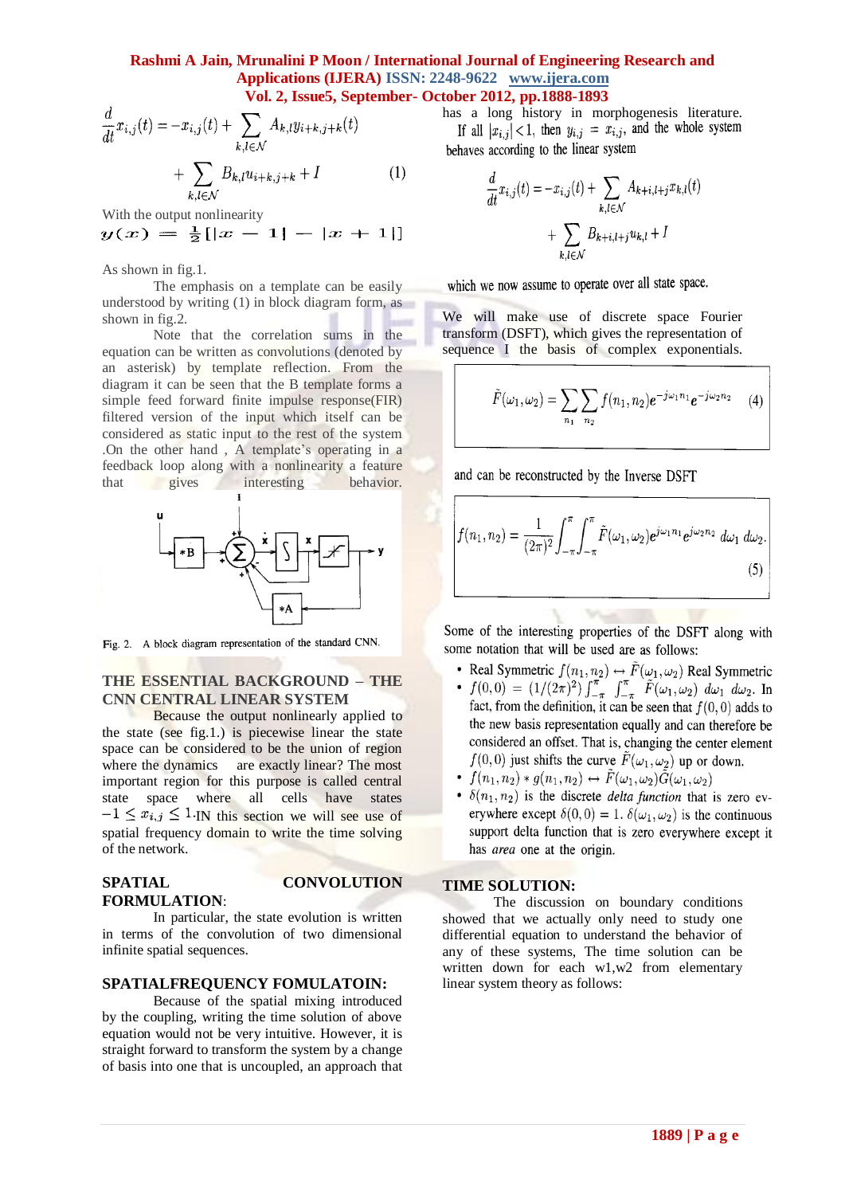$$\frac{d}{dt}x_{i,j}(t) = -x_{i,j}(t) + \sum_{k,l\in\mathcal{N}} A_{k,l}y_{i+k,j+k}(t)$$

$$+ \sum_{k,l\in\mathcal{N}} B_{k,l}u_{i+k,j+k} + I \qquad (1)$$

With the output nonlinearity

$$y(x) = \tfrac{1}{2}[|x - 1| - |x + 1|]$$

As shown in fig.1.

The emphasis on a template can be easily understood by writing (1) in block diagram form, as shown in fig.2.

Note that the correlation sums in the equation can be written as convolutions (denoted by an asterisk) by template reflection. From the diagram it can be seen that the B template forms a simple feed forward finite impulse response(FIR) filtered version of the input which itself can be considered as static input to the rest of the system .On the other hand , A template's operating in a feedback loop along with a nonlinearity a feature that gives interesting behavior.

Fig. 2. A block diagram representation of the standard CNN.

## THE ESSENTIAL BACKGROUND – THE CNN CENTRAL LINEAR SYSTEM

Because the output nonlinearity applied to the state (see fig.1.) is piecewise linear the state space can be considered to be the union of region where the dynamics are exactly linear? The most important region for this purpose is called central state space where all cells have states $-1 \leq x_{i,j} \leq 1$.IN this section we will see use of spatial frequency domain to write the time solving of the network.

## SPATIAL CONVOLUTION FORMULATION:

In particular, the state evolution is written in terms of the convolution of two dimensional infinite spatial sequences.

## SPATIALFREQUENCY FOMULATOIN:

Because of the spatial mixing introduced by the coupling, writing the time solution of above equation would not be very intuitive. However, it is straight forward to transform the system by a change of basis into one that is uncoupled, an approach that has a long history in morphogenesis literature.

If all $|x_{i,j}| < 1$, then $y_{i,j} = x_{i,j}$, and the whole system behaves according to the linear system

$$\frac{d}{dt}x_{i,j}(t) = -x_{i,j}(t) + \sum_{k,l\in\mathcal{N}} A_{k+i,l+j}x_{k,l}(t)$$

$$+ \sum_{k,l\in\mathcal{N}} B_{k+i,l+j}u_{k,l} + I$$

which we now assume to operate over all state space.

We will make use of discrete space Fourier transform (DSFT), which gives the representation of sequence I the basis of complex exponentials.

$$\tilde{F}(\omega_1,\omega_2) = \sum_{n_1}\sum_{n_2} f(n_1,n_2)e^{-j\omega_1 n_1}e^{-j\omega_2 n_2} \qquad (4)$$

and can be reconstructed by the Inverse DSFT

$$f(n_1,n_2) = \frac{1}{(2\pi)^2}\int_{-\pi}^{\pi}\int_{-\pi}^{\pi}\tilde{F}(\omega_1,\omega_2)e^{j\omega_1 n_1}e^{j\omega_2 n_2}\,d\omega_1\,d\omega_2. \qquad (5)$$

Some of the interesting properties of the DSFT along with some notation that will be used are as follows:

- Real Symmetric $f(n_1,n_2) \leftrightarrow \tilde{F}(\omega_1,\omega_2)$ Real Symmetric
- $f(0,0) = (1/(2\pi)^2)\int_{-\pi}^{\pi}\int_{-\pi}^{\pi}\tilde{F}(\omega_1,\omega_2)\,d\omega_1\,d\omega_2$. In fact, from the definition, it can be seen that $f(0,0)$ adds to the new basis representation equally and can therefore be considered an offset. That is, changing the center element $f(0,0)$ just shifts the curve $\tilde{F}(\omega_1,\omega_2)$ up or down.
- $f(n_1,n_2) * g(n_1,n_2) \leftrightarrow \tilde{F}(\omega_1,\omega_2)\tilde{G}(\omega_1,\omega_2)$
- $\delta(n_1,n_2)$ is the discrete *delta function* that is zero everywhere except $\delta(0,0) = 1$. $\delta(\omega_1,\omega_2)$ is the continuous support delta function that is zero everywhere except it has *area* one at the origin.

## TIME SOLUTION:

The discussion on boundary conditions showed that we actually only need to study one differential equation to understand the behavior of any of these systems, The time solution can be written down for each w1,w2 from elementary linear system theory as follows: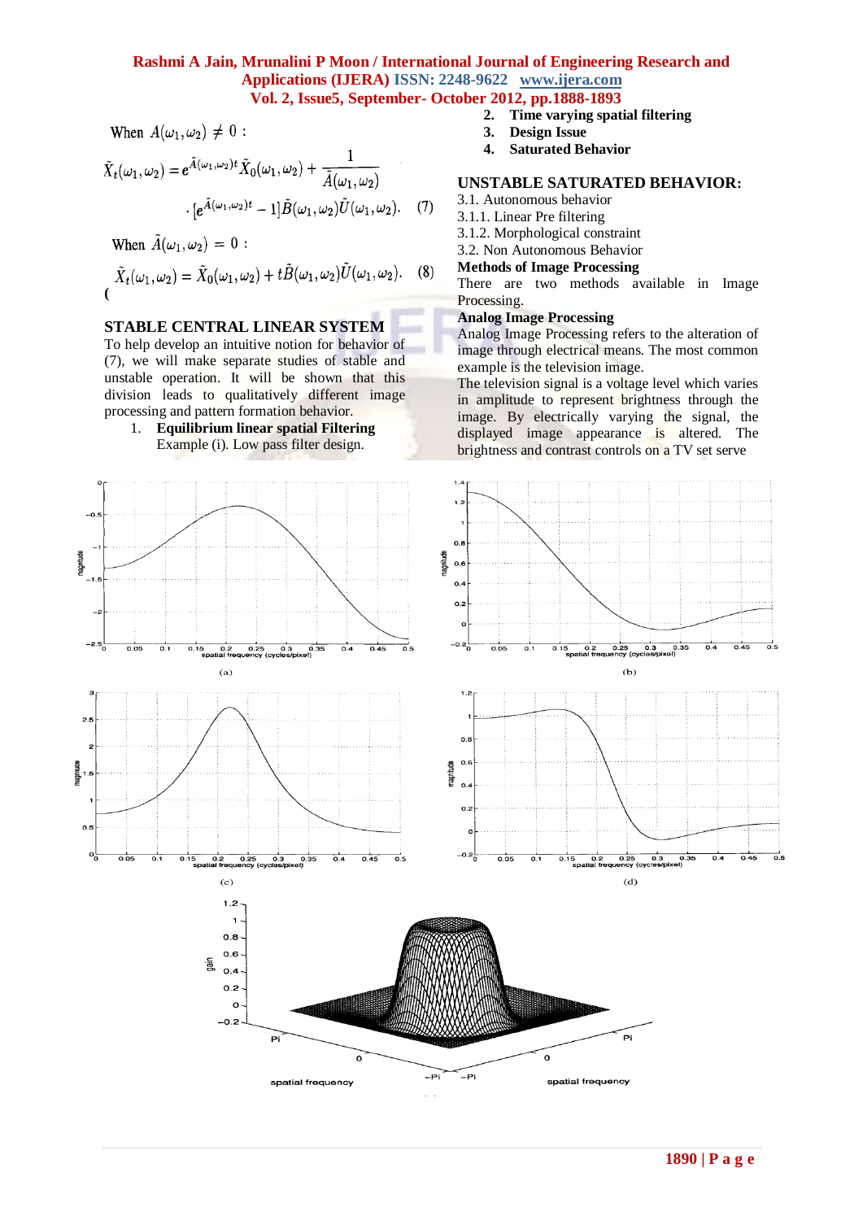When $A(\omega_1, \omega_2) \neq 0$ :

$$\tilde{X}_t(\omega_1,\omega_2) = e^{\tilde{A}(\omega_1,\omega_2)t}\tilde{X}_0(\omega_1,\omega_2) + \frac{1}{\tilde{A}(\omega_1,\omega_2)} \cdot [e^{\tilde{A}(\omega_1,\omega_2)t} - 1]\tilde{B}(\omega_1,\omega_2)\tilde{U}(\omega_1,\omega_2). \quad (7)$$

When $\tilde{A}(\omega_1, \omega_2) = 0$ :

$$\tilde{X}_t(\omega_1,\omega_2) = \tilde{X}_0(\omega_1,\omega_2) + t\tilde{B}(\omega_1,\omega_2)\tilde{U}(\omega_1,\omega_2). \quad (8)$$

(

## STABLE CENTRAL LINEAR SYSTEM

To help develop an intuitive notion for behavior of (7), we will make separate studies of stable and unstable operation. It will be shown that this division leads to qualitatively different image processing and pattern formation behavior.

1. **Equilibrium linear spatial Filtering**
   Example (i). Low pass filter design.
2. **Time varying spatial filtering**
3. **Design Issue**
4. **Saturated Behavior**

## UNSTABLE SATURATED BEHAVIOR:

3.1. Autonomous behavior

3.1.1. Linear Pre filtering

3.1.2. Morphological constraint

3.2. Non Autonomous Behavior

**Methods of Image Processing**

There are two methods available in Image Processing.

**Analog Image Processing**

Analog Image Processing refers to the alteration of image through electrical means. The most common example is the television image.

The television signal is a voltage level which varies in amplitude to represent brightness through the image. By electrically varying the signal, the displayed image appearance is altered. The brightness and contrast controls on a TV set serve

(a)

(b)

(c)

(d)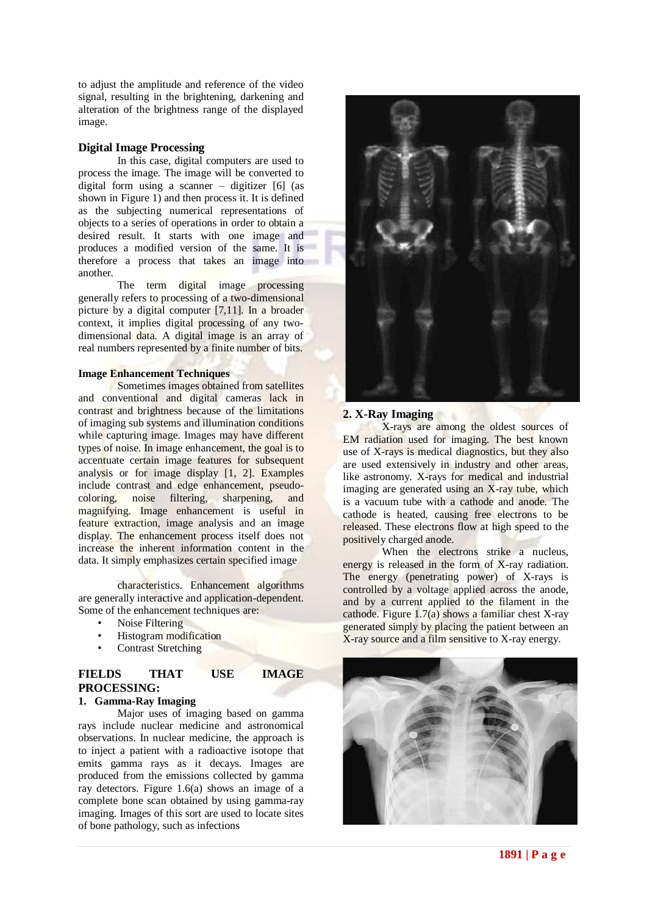to adjust the amplitude and reference of the video signal, resulting in the brightening, darkening and alteration of the brightness range of the displayed image.

### Digital Image Processing

In this case, digital computers are used to process the image. The image will be converted to digital form using a scanner – digitizer [6] (as shown in Figure 1) and then process it. It is defined as the subjecting numerical representations of objects to a series of operations in order to obtain a desired result. It starts with one image and produces a modified version of the same. It is therefore a process that takes an image into another.

The term digital image processing generally refers to processing of a two-dimensional picture by a digital computer [7,11]. In a broader context, it implies digital processing of any two-dimensional data. A digital image is an array of real numbers represented by a finite number of bits.

### Image Enhancement Techniques

Sometimes images obtained from satellites and conventional and digital cameras lack in contrast and brightness because of the limitations of imaging sub systems and illumination conditions while capturing image. Images may have different types of noise. In image enhancement, the goal is to accentuate certain image features for subsequent analysis or for image display [1, 2]. Examples include contrast and edge enhancement, pseudo-coloring, noise filtering, sharpening, and magnifying. Image enhancement is useful in feature extraction, image analysis and an image display. The enhancement process itself does not increase the inherent information content in the data. It simply emphasizes certain specified image characteristics. Enhancement algorithms are generally interactive and application-dependent. Some of the enhancement techniques are:

- Noise Filtering
- Histogram modification
- Contrast Stretching

## FIELDS THAT USE IMAGE PROCESSING:

### 1. Gamma-Ray Imaging

Major uses of imaging based on gamma rays include nuclear medicine and astronomical observations. In nuclear medicine, the approach is to inject a patient with a radioactive isotope that emits gamma rays as it decays. Images are produced from the emissions collected by gamma ray detectors. Figure 1.6(a) shows an image of a complete bone scan obtained by using gamma-ray imaging. Images of this sort are used to locate sites of bone pathology, such as infections

### 2. X-Ray Imaging

X-rays are among the oldest sources of EM radiation used for imaging. The best known use of X-rays is medical diagnostics, but they also are used extensively in industry and other areas, like astronomy. X-rays for medical and industrial imaging are generated using an X-ray tube, which is a vacuum tube with a cathode and anode. The cathode is heated, causing free electrons to be released. These electrons flow at high speed to the positively charged anode.

When the electrons strike a nucleus, energy is released in the form of X-ray radiation. The energy (penetrating power) of X-rays is controlled by a voltage applied across the anode, and by a current applied to the filament in the cathode. Figure 1.7(a) shows a familiar chest X-ray generated simply by placing the patient between an X-ray source and a film sensitive to X-ray energy.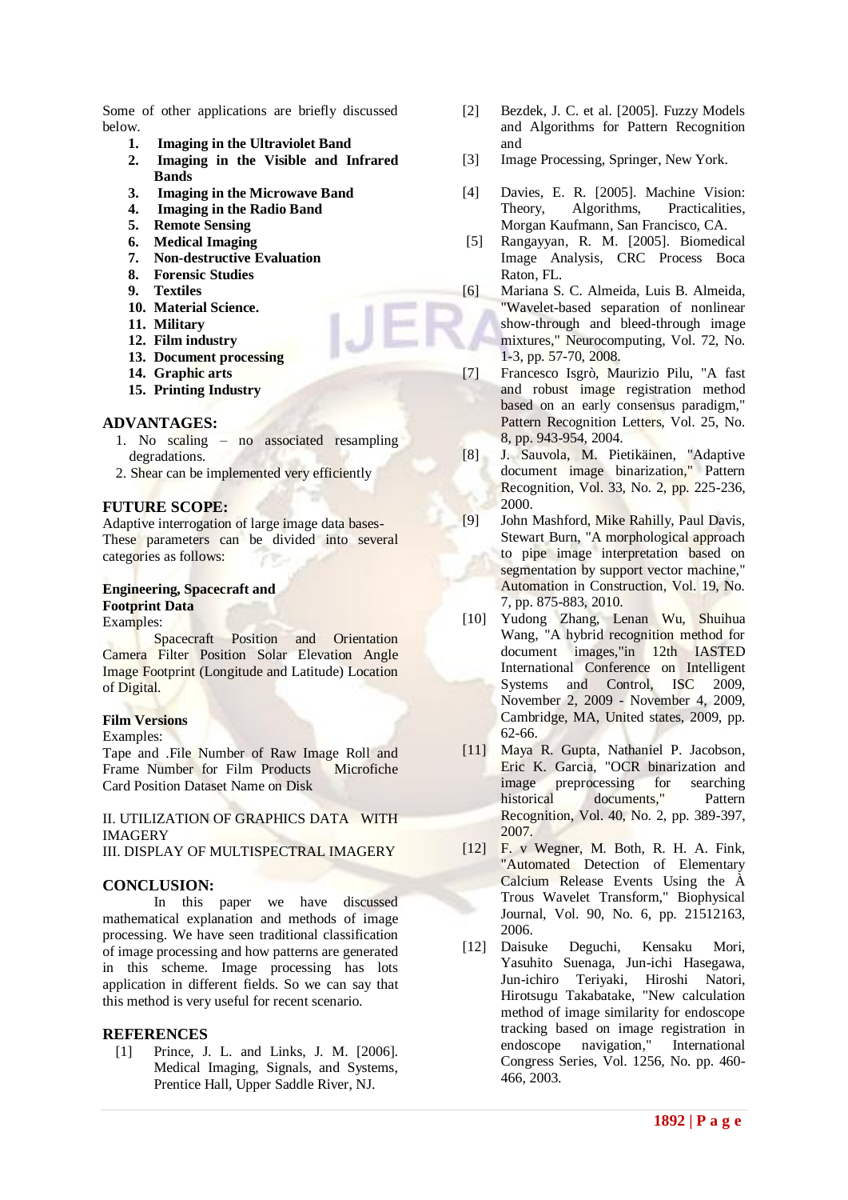Some of other applications are briefly discussed below.

1. **Imaging in the Ultraviolet Band**
2. **Imaging in the Visible and Infrared Bands**
3. **Imaging in the Microwave Band**
4. **Imaging in the Radio Band**
5. **Remote Sensing**
6. **Medical Imaging**
7. **Non-destructive Evaluation**
8. **Forensic Studies**
9. **Textiles**
10. **Material Science.**
11. **Military**
12. **Film industry**
13. **Document processing**
14. **Graphic arts**
15. **Printing Industry**

## ADVANTAGES:

1. No scaling – no associated resampling degradations.
2. Shear can be implemented very efficiently

## FUTURE SCOPE:

Adaptive interrogation of large image data bases- These parameters can be divided into several categories as follows:

**Engineering, Spacecraft and Footprint Data**

Examples:

Spacecraft Position and Orientation Camera Filter Position Solar Elevation Angle Image Footprint (Longitude and Latitude) Location of Digital.

**Film Versions**

Examples:

Tape and .File Number of Raw Image Roll and Frame Number for Film Products Microfiche Card Position Dataset Name on Disk

II. UTILIZATION OF GRAPHICS DATA WITH IMAGERY

III. DISPLAY OF MULTISPECTRAL IMAGERY

## CONCLUSION:

In this paper we have discussed mathematical explanation and methods of image processing. We have seen traditional classification of image processing and how patterns are generated in this scheme. Image processing has lots application in different fields. So we can say that this method is very useful for recent scenario.

## REFERENCES

[1] Prince, J. L. and Links, J. M. [2006]. Medical Imaging, Signals, and Systems, Prentice Hall, Upper Saddle River, NJ.

[2] Bezdek, J. C. et al. [2005]. Fuzzy Models and Algorithms for Pattern Recognition and

[3] Image Processing, Springer, New York.

[4] Davies, E. R. [2005]. Machine Vision: Theory, Algorithms, Practicalities, Morgan Kaufmann, San Francisco, CA.

[5] Rangayyan, R. M. [2005]. Biomedical Image Analysis, CRC Process Boca Raton, FL.

[6] Mariana S. C. Almeida, Luis B. Almeida, "Wavelet-based separation of nonlinear show-through and bleed-through image mixtures," Neurocomputing, Vol. 72, No. 1-3, pp. 57-70, 2008.

[7] Francesco Isgrò, Maurizio Pilu, "A fast and robust image registration method based on an early consensus paradigm," Pattern Recognition Letters, Vol. 25, No. 8, pp. 943-954, 2004.

[8] J. Sauvola, M. Pietikäinen, "Adaptive document image binarization," Pattern Recognition, Vol. 33, No. 2, pp. 225-236, 2000.

[9] John Mashford, Mike Rahilly, Paul Davis, Stewart Burn, "A morphological approach to pipe image interpretation based on segmentation by support vector machine," Automation in Construction, Vol. 19, No. 7, pp. 875-883, 2010.

[10] Yudong Zhang, Lenan Wu, Shuihua Wang, "A hybrid recognition method for document images,"in 12th IASTED International Conference on Intelligent Systems and Control, ISC 2009, November 2, 2009 - November 4, 2009, Cambridge, MA, United states, 2009, pp. 62-66.

[11] Maya R. Gupta, Nathaniel P. Jacobson, Eric K. Garcia, "OCR binarization and image preprocessing for searching historical documents," Pattern Recognition, Vol. 40, No. 2, pp. 389-397, 2007.

[12] F. v Wegner, M. Both, R. H. A. Fink, "Automated Detection of Elementary Calcium Release Events Using the À Trous Wavelet Transform," Biophysical Journal, Vol. 90, No. 6, pp. 21512163, 2006.

[12] Daisuke Deguchi, Kensaku Mori, Yasuhito Suenaga, Jun-ichi Hasegawa, Jun-ichiro Teriyaki, Hiroshi Natori, Hirotsugu Takabatake, "New calculation method of image similarity for endoscope tracking based on image registration in endoscope navigation," International Congress Series, Vol. 1256, No. pp. 460-466, 2003.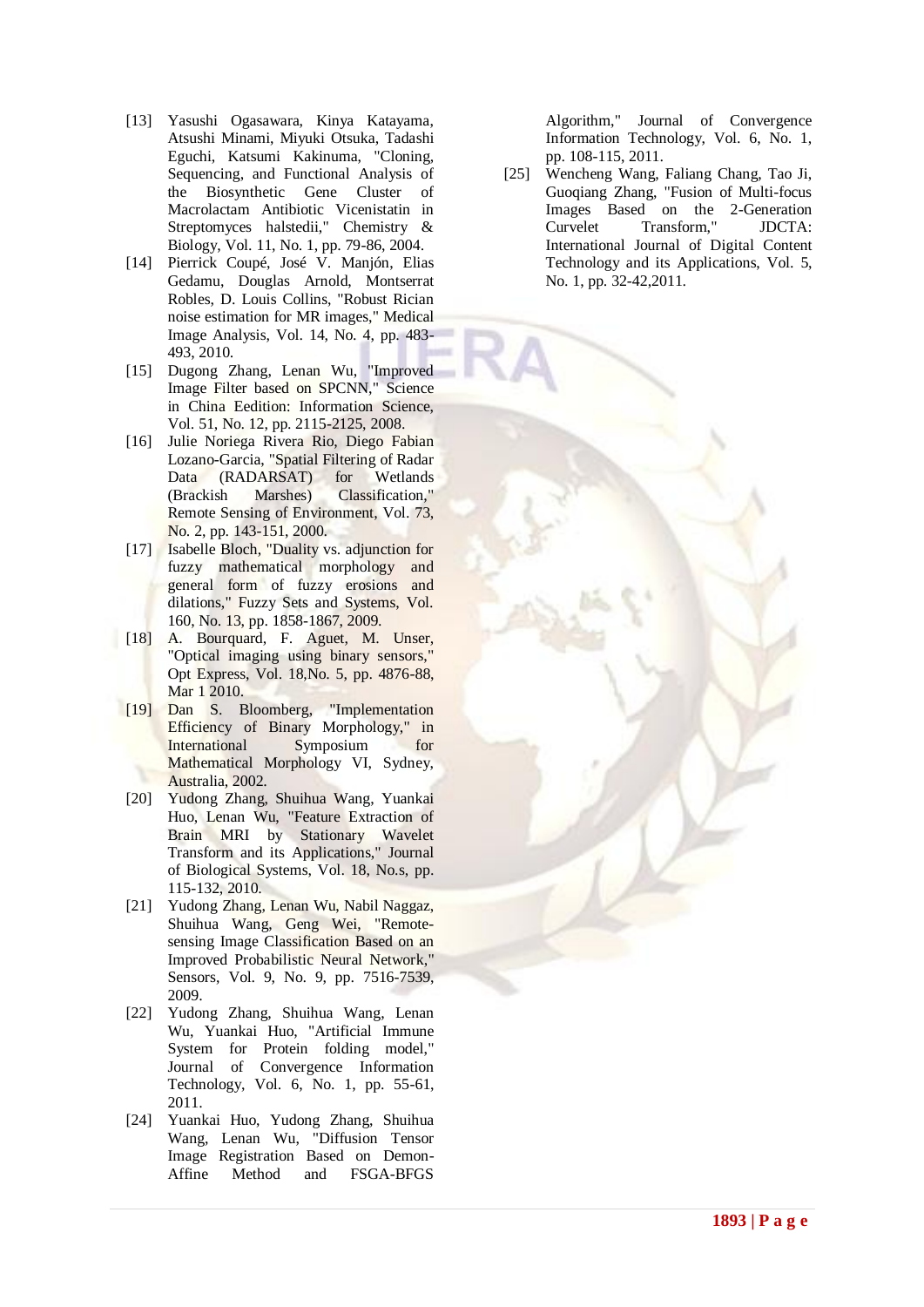[13] Yasushi Ogasawara, Kinya Katayama, Atsushi Minami, Miyuki Otsuka, Tadashi Eguchi, Katsumi Kakinuma, "Cloning, Sequencing, and Functional Analysis of the Biosynthetic Gene Cluster of Macrolactam Antibiotic Vicenistatin in Streptomyces halstedii," Chemistry & Biology, Vol. 11, No. 1, pp. 79-86, 2004.

[14] Pierrick Coupé, José V. Manjón, Elias Gedamu, Douglas Arnold, Montserrat Robles, D. Louis Collins, "Robust Rician noise estimation for MR images," Medical Image Analysis, Vol. 14, No. 4, pp. 483-493, 2010.

[15] Dugong Zhang, Lenan Wu, "Improved Image Filter based on SPCNN," Science in China Eedition: Information Science, Vol. 51, No. 12, pp. 2115-2125, 2008.

[16] Julie Noriega Rivera Rio, Diego Fabian Lozano-Garcia, "Spatial Filtering of Radar Data (RADARSAT) for Wetlands (Brackish Marshes) Classification," Remote Sensing of Environment, Vol. 73, No. 2, pp. 143-151, 2000.

[17] Isabelle Bloch, "Duality vs. adjunction for fuzzy mathematical morphology and general form of fuzzy erosions and dilations," Fuzzy Sets and Systems, Vol. 160, No. 13, pp. 1858-1867, 2009.

[18] A. Bourquard, F. Aguet, M. Unser, "Optical imaging using binary sensors," Opt Express, Vol. 18,No. 5, pp. 4876-88, Mar 1 2010.

[19] Dan S. Bloomberg, "Implementation Efficiency of Binary Morphology," in International Symposium for Mathematical Morphology VI, Sydney, Australia, 2002.

[20] Yudong Zhang, Shuihua Wang, Yuankai Huo, Lenan Wu, "Feature Extraction of Brain MRI by Stationary Wavelet Transform and its Applications," Journal of Biological Systems, Vol. 18, No.s, pp. 115-132, 2010.

[21] Yudong Zhang, Lenan Wu, Nabil Naggaz, Shuihua Wang, Geng Wei, "Remote-sensing Image Classification Based on an Improved Probabilistic Neural Network," Sensors, Vol. 9, No. 9, pp. 7516-7539, 2009.

[22] Yudong Zhang, Shuihua Wang, Lenan Wu, Yuankai Huo, "Artificial Immune System for Protein folding model," Journal of Convergence Information Technology, Vol. 6, No. 1, pp. 55-61, 2011.

[24] Yuankai Huo, Yudong Zhang, Shuihua Wang, Lenan Wu, "Diffusion Tensor Image Registration Based on Demon-Affine Method and FSGA-BFGS Algorithm," Journal of Convergence Information Technology, Vol. 6, No. 1, pp. 108-115, 2011.

[25] Wencheng Wang, Faliang Chang, Tao Ji, Guoqiang Zhang, "Fusion of Multi-focus Images Based on the 2-Generation Curvelet Transform," JDCTA: International Journal of Digital Content Technology and its Applications, Vol. 5, No. 1, pp. 32-42,2011.